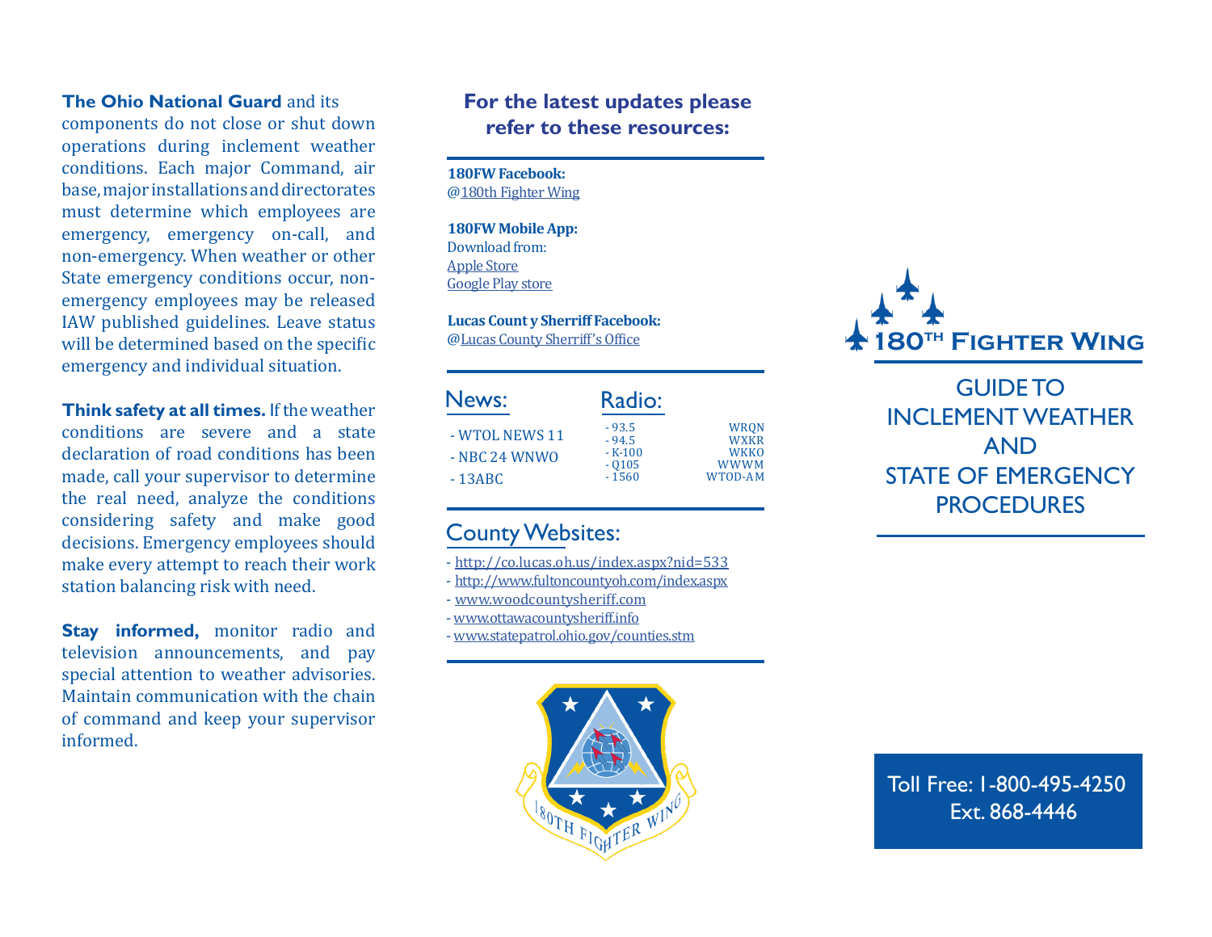**The Ohio National Guard** and its components do not close or shut down operations during inclement weather conditions. Each major Command, air base, major installations and directorates must determine which employees are emergency, emergency on-call, and non-emergency. When weather or other State emergency conditions occur, non-emergency employees may be released IAW published guidelines. Leave status will be determined based on the specific emergency and individual situation.

**Think safety at all times.** If the weather conditions are severe and a state declaration of road conditions has been made, call your supervisor to determine the real need, analyze the conditions considering safety and make good decisions. Emergency employees should make every attempt to reach their work station balancing risk with need.

**Stay informed,** monitor radio and television announcements, and pay special attention to weather advisories. Maintain communication with the chain of command and keep your supervisor informed.

## For the latest updates please refer to these resources:

**180FW Facebook:**
@180th Fighter Wing

**180FW Mobile App:**
Download from:
Apple Store
Google Play store

**Lucas Count y Sherriff Facebook:**
@Lucas County Sherriff's Office

### News:

- WTOL NEWS 11
- NBC 24 WNWO
- 13ABC

### Radio:

| | |
|---|---|
| - 93.5 | WRQN |
| - 94.5 | WXKR |
| - K-100 | WKKO |
| - Q105 | WWWM |
| - 1560 | WTOD-AM |

### County Websites:

- http://co.lucas.oh.us/index.aspx?nid=533
- http://www.fultoncountyoh.com/index.aspx
- www.woodcountysheriff.com
- www.ottawacountysheriff.info
- www.statepatrol.ohio.gov/counties.stm

180TH FIGHTER WING

# 180TH Fighter Wing

# GUIDE TO INCLEMENT WEATHER AND STATE OF EMERGENCY PROCEDURES

Toll Free: 1-800-495-4250
Ext. 868-4446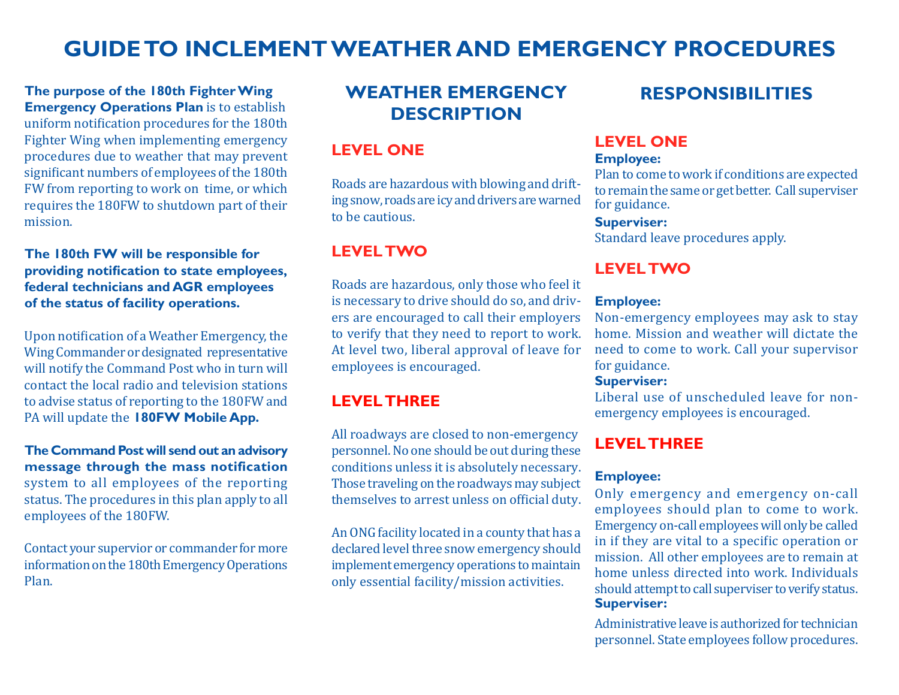# GUIDE TO INCLEMENT WEATHER AND EMERGENCY PROCEDURES

**The purpose of the 180th Fighter Wing Emergency Operations Plan** is to establish uniform notification procedures for the 180th Fighter Wing when implementing emergency procedures due to weather that may prevent significant numbers of employees of the 180th FW from reporting to work on time, or which requires the 180FW to shutdown part of their mission.

**The 180th FW will be responsible for providing notification to state employees, federal technicians and AGR employees of the status of facility operations.**

Upon notification of a Weather Emergency, the Wing Commander or designated representative will notify the Command Post who in turn will contact the local radio and television stations to advise status of reporting to the 180FW and PA will update the **180FW Mobile App.**

**The Command Post will send out an advisory message through the mass notification** system to all employees of the reporting status. The procedures in this plan apply to all employees of the 180FW.

Contact your supervior or commander for more information on the 180th Emergency Operations Plan.

## WEATHER EMERGENCY DESCRIPTION

### LEVEL ONE

Roads are hazardous with blowing and drifting snow, roads are icy and drivers are warned to be cautious.

### LEVEL TWO

Roads are hazardous, only those who feel it is necessary to drive should do so, and drivers are encouraged to call their employers to verify that they need to report to work. At level two, liberal approval of leave for employees is encouraged.

### LEVEL THREE

All roadways are closed to non-emergency personnel. No one should be out during these conditions unless it is absolutely necessary. Those traveling on the roadways may subject themselves to arrest unless on official duty.

An ONG facility located in a county that has a declared level three snow emergency should implement emergency operations to maintain only essential facility/mission activities.

## RESPONSIBILITIES

### LEVEL ONE

**Employee:**
Plan to come to work if conditions are expected to remain the same or get better. Call superviser for guidance.

**Superviser:**
Standard leave procedures apply.

### LEVEL TWO

**Employee:**
Non-emergency employees may ask to stay home. Mission and weather will dictate the need to come to work. Call your supervisor for guidance.

**Superviser:**
Liberal use of unscheduled leave for non-emergency employees is encouraged.

### LEVEL THREE

**Employee:**
Only emergency and emergency on-call employees should plan to come to work. Emergency on-call employees will only be called in if they are vital to a specific operation or mission. All other employees are to remain at home unless directed into work. Individuals should attempt to call superviser to verify status.

**Superviser:**
Administrative leave is authorized for technician personnel. State employees follow procedures.